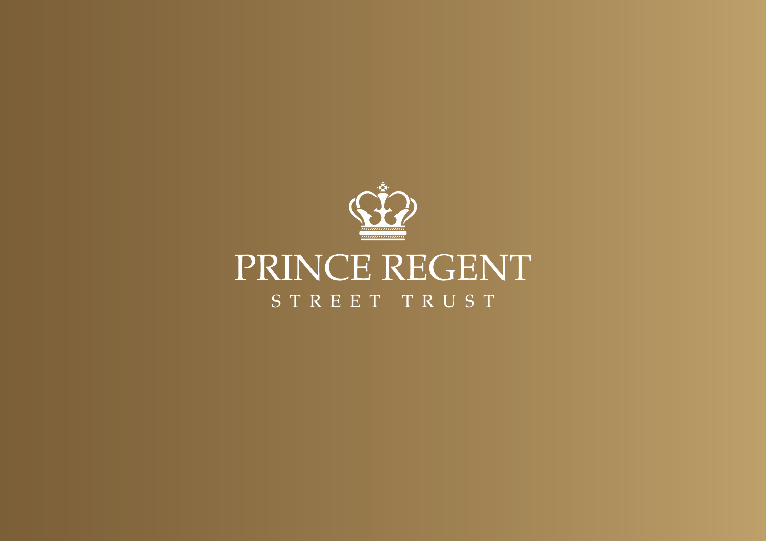# PRINCE REGENT

STREET TRUST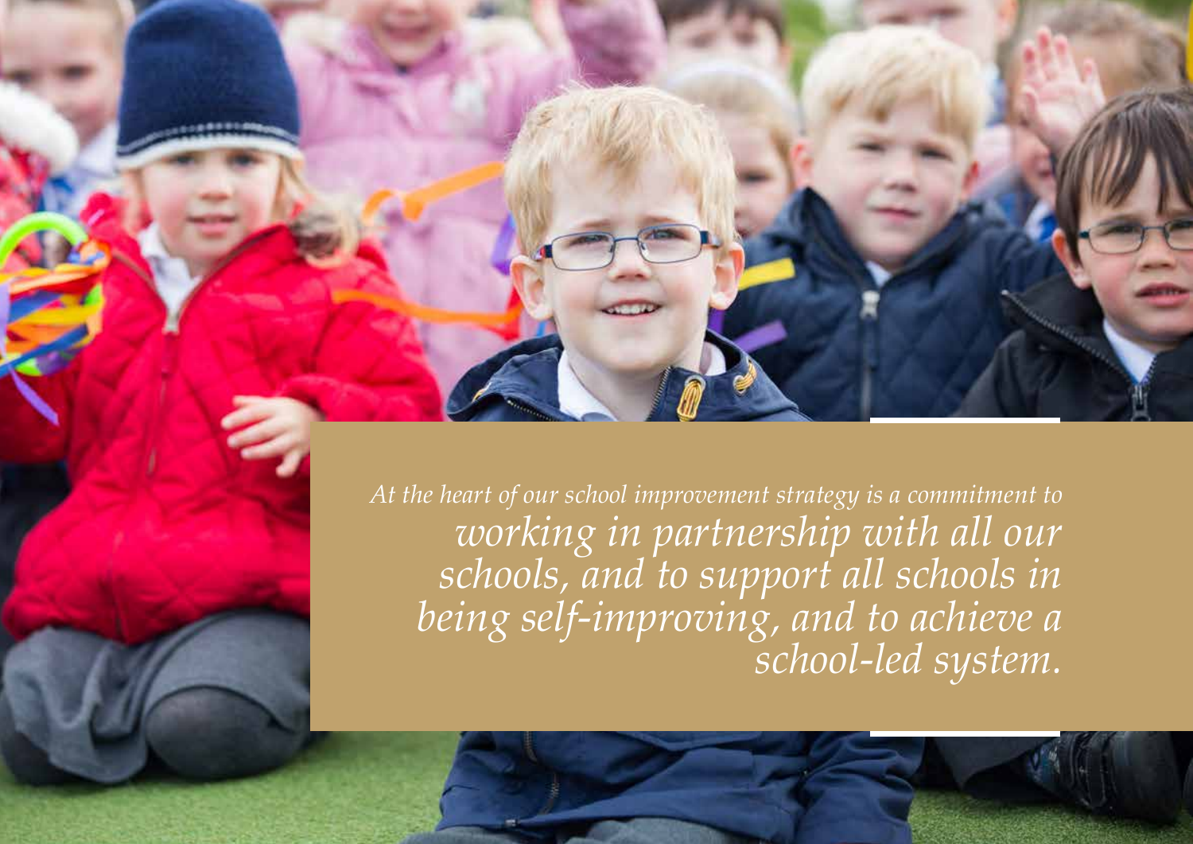*At the heart of our school improvement strategy is a commitment to working in partnership with all our schools, and to support all schools in being self-improving, and to achieve a school-led system.*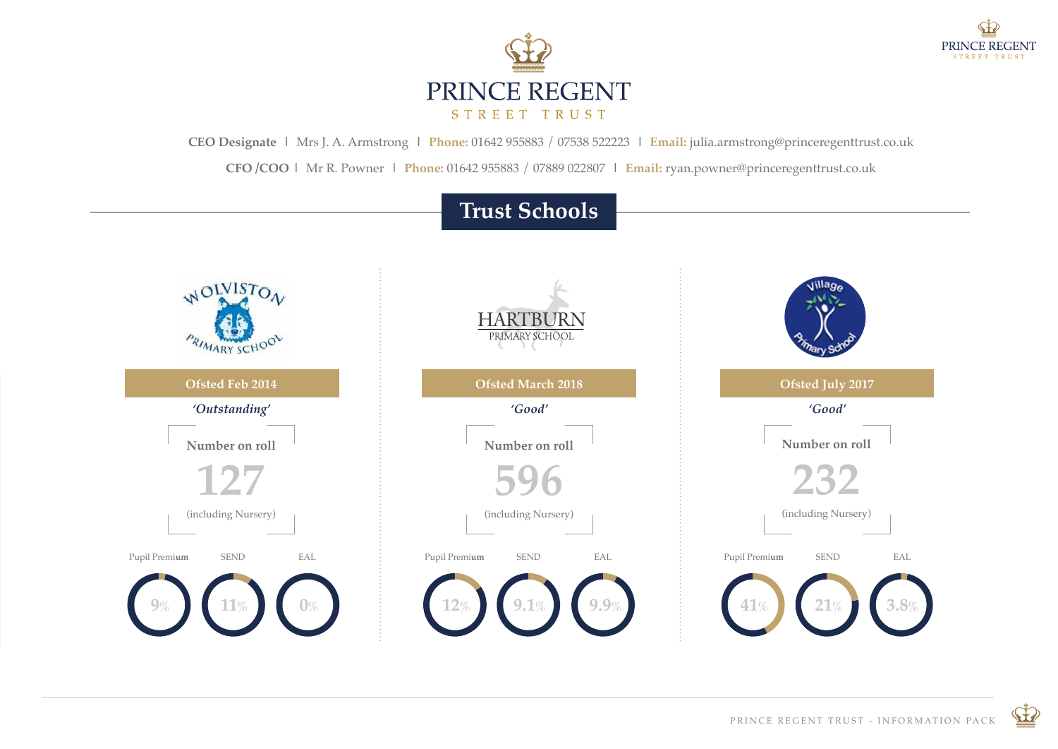# PRINCE REGENT STREET TRUST

**CEO Designate** | Mrs J. A. Armstrong | **Phone:** 01642 955883 / 07538 522223 | **Email:** julia.armstrong@princeregenttrust.co.uk

**CFO /COO** | Mr R. Powner | **Phone:** 01642 955883 / 07889 022807 | **Email:** ryan.powner@princeregenttrust.co.uk

## Trust Schools

### Wolviston Primary School

**Ofsted Feb 2014**

*'Outstanding'*

**Number on roll**

**127**

(including Nursery)

| Pupil Premium | SEND | EAL |
|---|---|---|
| 9% | 11% | 0% |

### Hartburn Primary School

**Ofsted March 2018**

*'Good'*

**Number on roll**

**596**

(including Nursery)

| Pupil Premium | SEND | EAL |
|---|---|---|
| 12% | 9.1% | 9.9% |

### Village Primary School

**Ofsted July 2017**

*'Good'*

**Number on roll**

**232**

(including Nursery)

| Pupil Premium | SEND | EAL |
|---|---|---|
| 41% | 21% | 3.8% |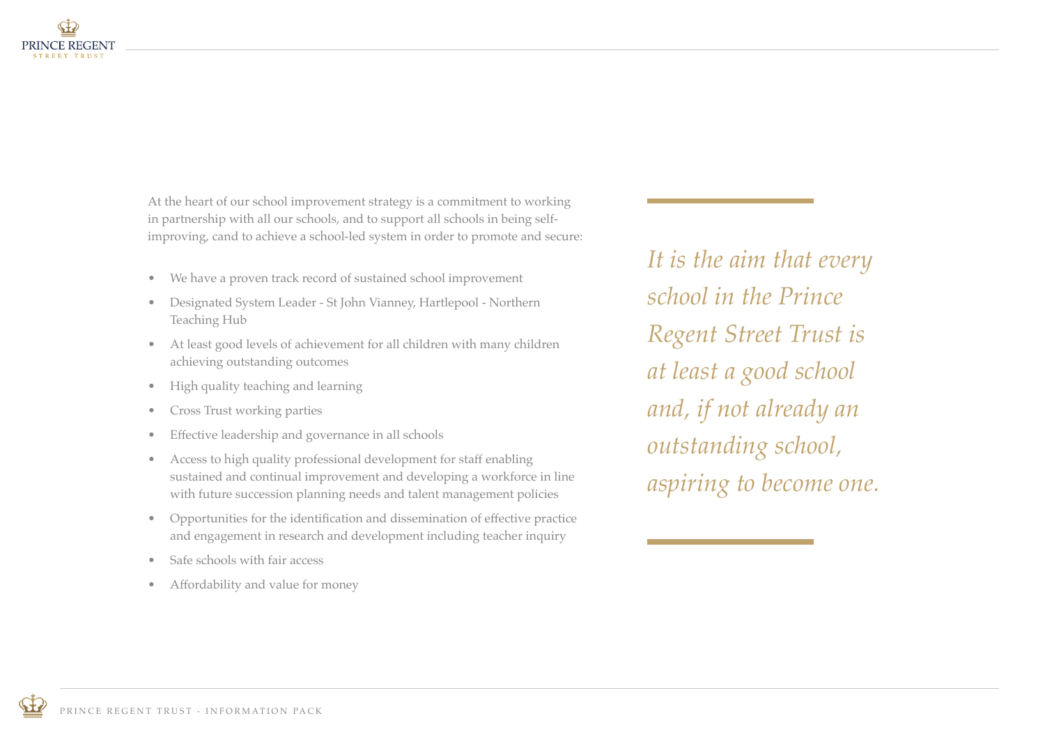At the heart of our school improvement strategy is a commitment to working in partnership with all our schools, and to support all schools in being self-improving, cand to achieve a school-led system in order to promote and secure:

- We have a proven track record of sustained school improvement
- Designated System Leader - St John Vianney, Hartlepool - Northern Teaching Hub
- At least good levels of achievement for all children with many children achieving outstanding outcomes
- High quality teaching and learning
- Cross Trust working parties
- Effective leadership and governance in all schools
- Access to high quality professional development for staff enabling sustained and continual improvement and developing a workforce in line with future succession planning needs and talent management policies
- Opportunities for the identification and dissemination of effective practice and engagement in research and development including teacher inquiry
- Safe schools with fair access
- Affordability and value for money

*It is the aim that every school in the Prince Regent Street Trust is at least a good school and, if not already an outstanding school, aspiring to become one.*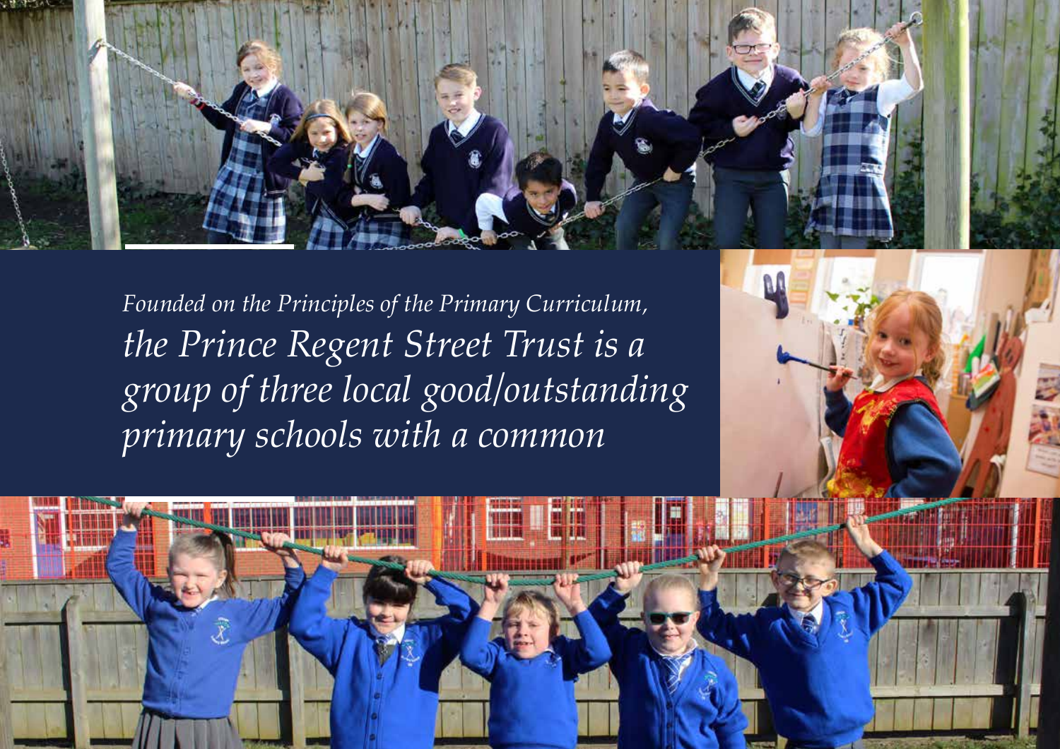*Founded on the Principles of the Primary Curriculum, the Prince Regent Street Trust is a group of three local good/outstanding primary schools with a common*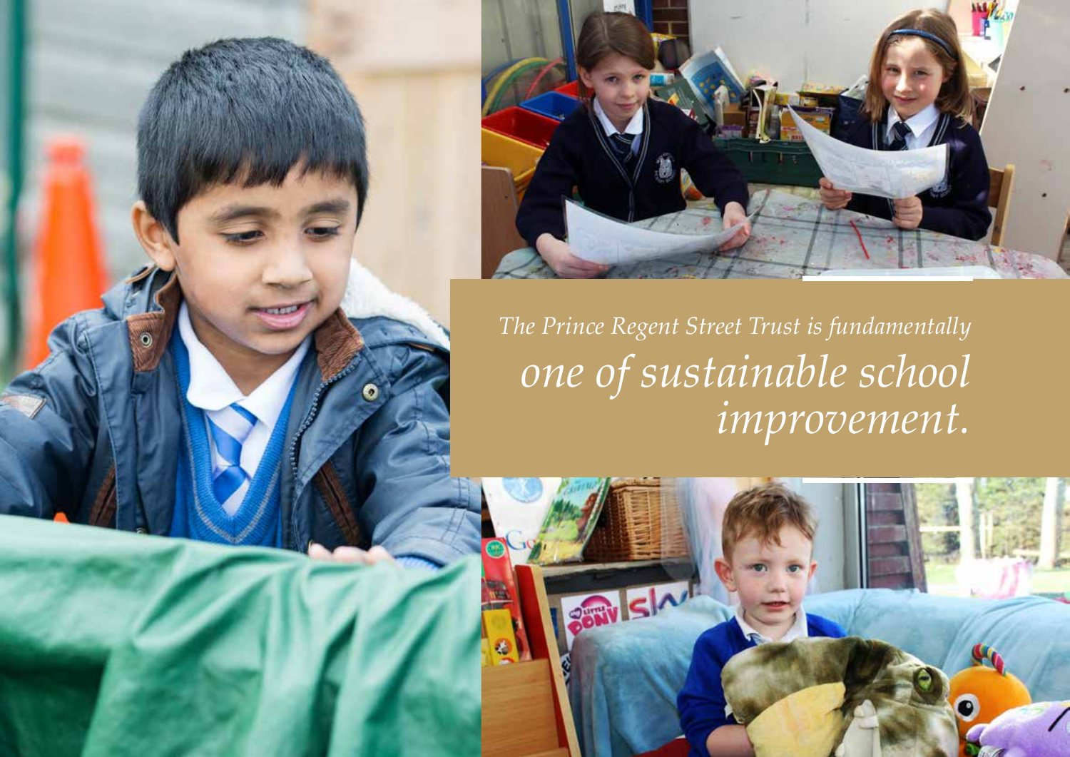*The Prince Regent Street Trust is fundamentally one of sustainable school improvement.*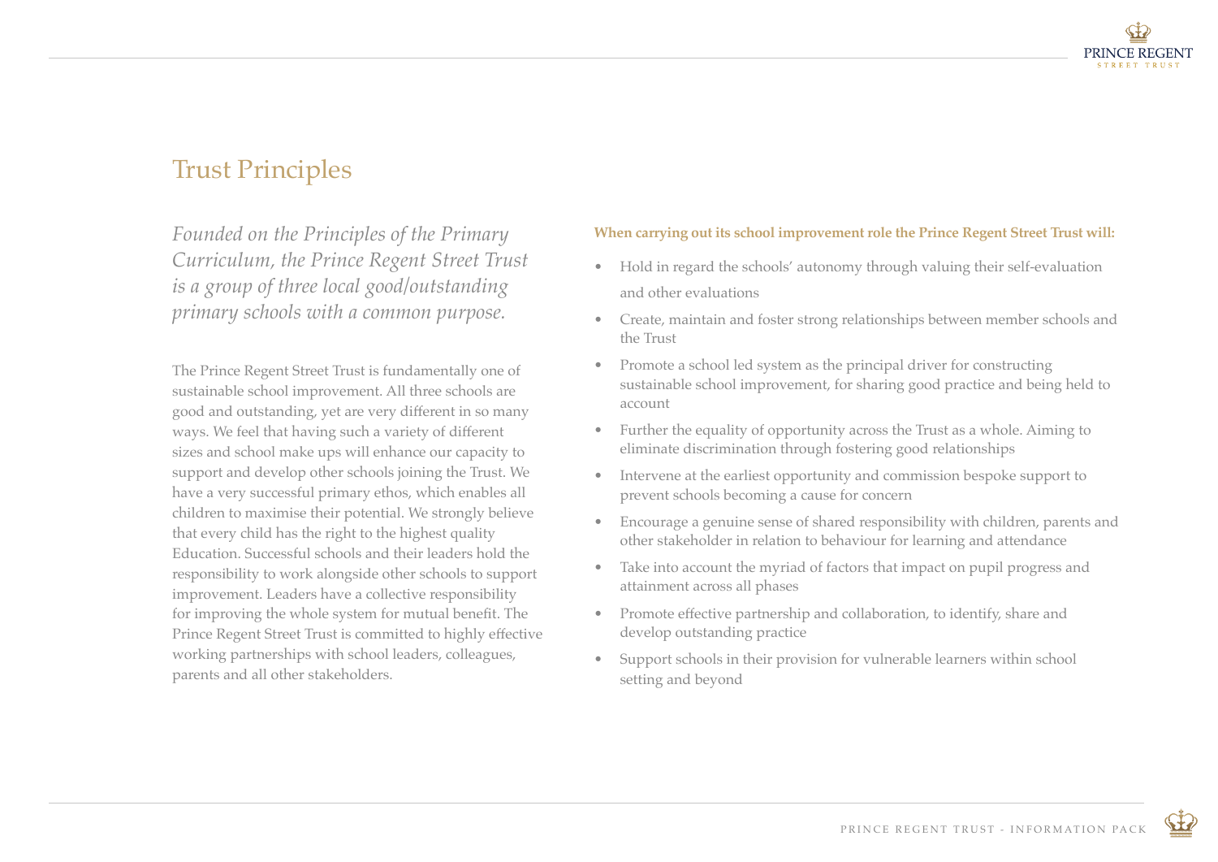# Trust Principles

*Founded on the Principles of the Primary Curriculum, the Prince Regent Street Trust is a group of three local good/outstanding primary schools with a common purpose.*

The Prince Regent Street Trust is fundamentally one of sustainable school improvement. All three schools are good and outstanding, yet are very different in so many ways. We feel that having such a variety of different sizes and school make ups will enhance our capacity to support and develop other schools joining the Trust. We have a very successful primary ethos, which enables all children to maximise their potential. We strongly believe that every child has the right to the highest quality Education. Successful schools and their leaders hold the responsibility to work alongside other schools to support improvement. Leaders have a collective responsibility for improving the whole system for mutual benefit. The Prince Regent Street Trust is committed to highly effective working partnerships with school leaders, colleagues, parents and all other stakeholders.

**When carrying out its school improvement role the Prince Regent Street Trust will:**

- Hold in regard the schools' autonomy through valuing their self-evaluation and other evaluations
- Create, maintain and foster strong relationships between member schools and the Trust
- Promote a school led system as the principal driver for constructing sustainable school improvement, for sharing good practice and being held to account
- Further the equality of opportunity across the Trust as a whole. Aiming to eliminate discrimination through fostering good relationships
- Intervene at the earliest opportunity and commission bespoke support to prevent schools becoming a cause for concern
- Encourage a genuine sense of shared responsibility with children, parents and other stakeholder in relation to behaviour for learning and attendance
- Take into account the myriad of factors that impact on pupil progress and attainment across all phases
- Promote effective partnership and collaboration, to identify, share and develop outstanding practice
- Support schools in their provision for vulnerable learners within school setting and beyond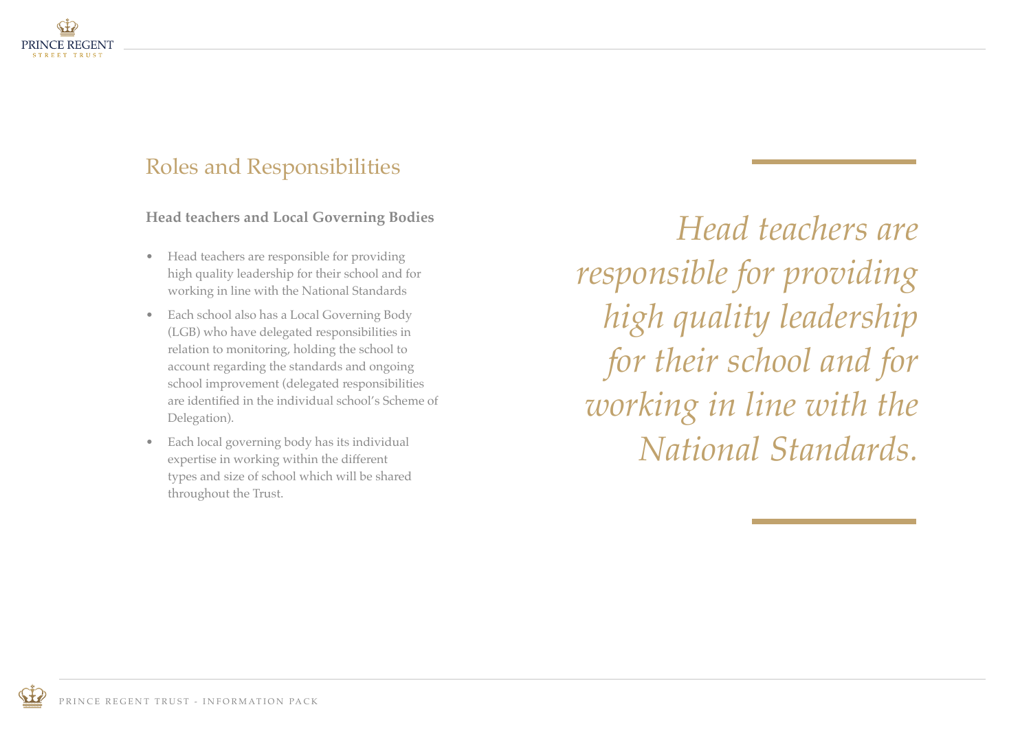## Roles and Responsibilities

### Head teachers and Local Governing Bodies

- Head teachers are responsible for providing high quality leadership for their school and for working in line with the National Standards
- Each school also has a Local Governing Body (LGB) who have delegated responsibilities in relation to monitoring, holding the school to account regarding the standards and ongoing school improvement (delegated responsibilities are identified in the individual school's Scheme of Delegation).
- Each local governing body has its individual expertise in working within the different types and size of school which will be shared throughout the Trust.

*Head teachers are responsible for providing high quality leadership for their school and for working in line with the National Standards.*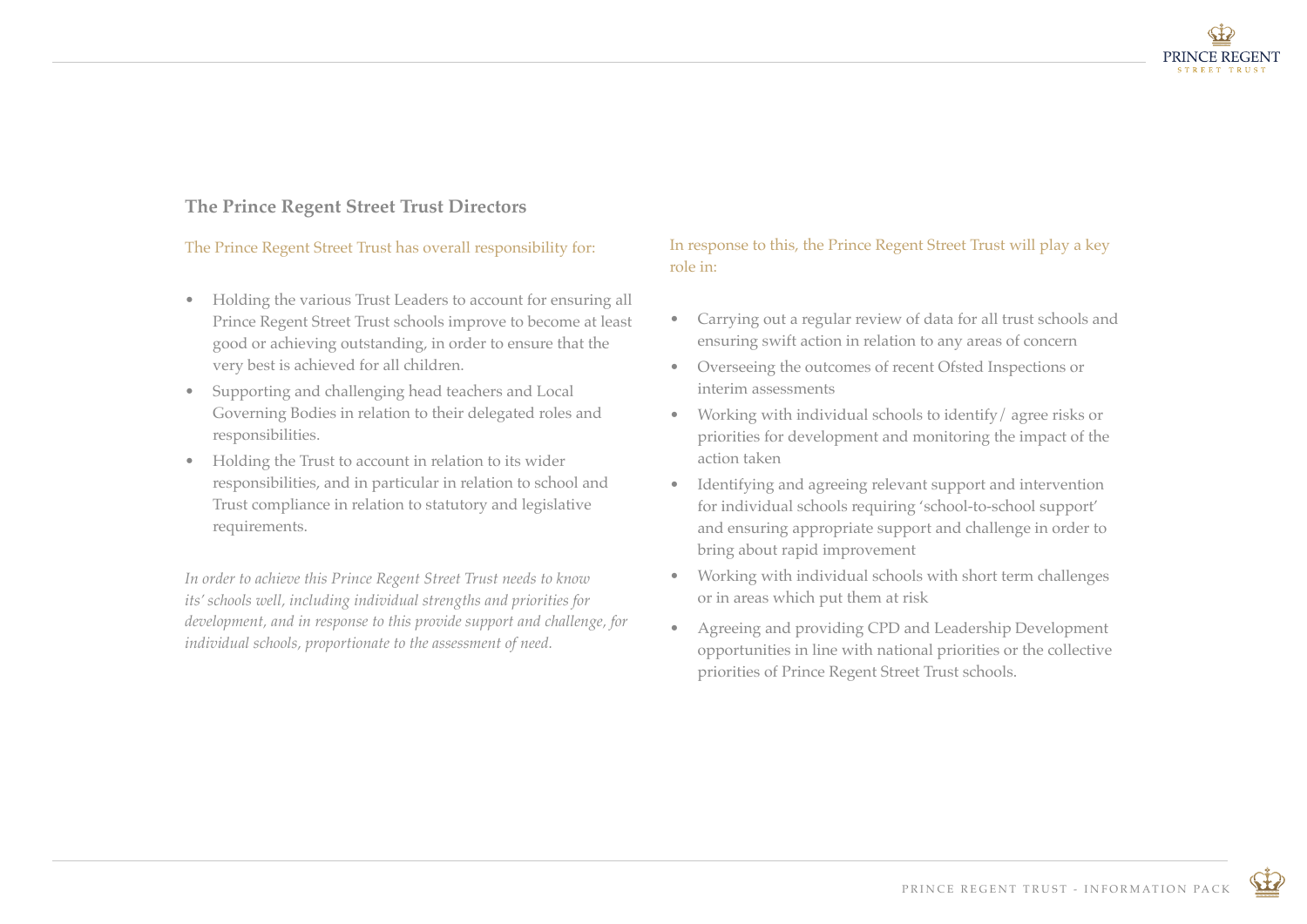## The Prince Regent Street Trust Directors

The Prince Regent Street Trust has overall responsibility for:

- Holding the various Trust Leaders to account for ensuring all Prince Regent Street Trust schools improve to become at least good or achieving outstanding, in order to ensure that the very best is achieved for all children.
- Supporting and challenging head teachers and Local Governing Bodies in relation to their delegated roles and responsibilities.
- Holding the Trust to account in relation to its wider responsibilities, and in particular in relation to school and Trust compliance in relation to statutory and legislative requirements.

*In order to achieve this Prince Regent Street Trust needs to know its' schools well, including individual strengths and priorities for development, and in response to this provide support and challenge, for individual schools, proportionate to the assessment of need.*

In response to this, the Prince Regent Street Trust will play a key role in:

- Carrying out a regular review of data for all trust schools and ensuring swift action in relation to any areas of concern
- Overseeing the outcomes of recent Ofsted Inspections or interim assessments
- Working with individual schools to identify / agree risks or priorities for development and monitoring the impact of the action taken
- Identifying and agreeing relevant support and intervention for individual schools requiring 'school-to-school support' and ensuring appropriate support and challenge in order to bring about rapid improvement
- Working with individual schools with short term challenges or in areas which put them at risk
- Agreeing and providing CPD and Leadership Development opportunities in line with national priorities or the collective priorities of Prince Regent Street Trust schools.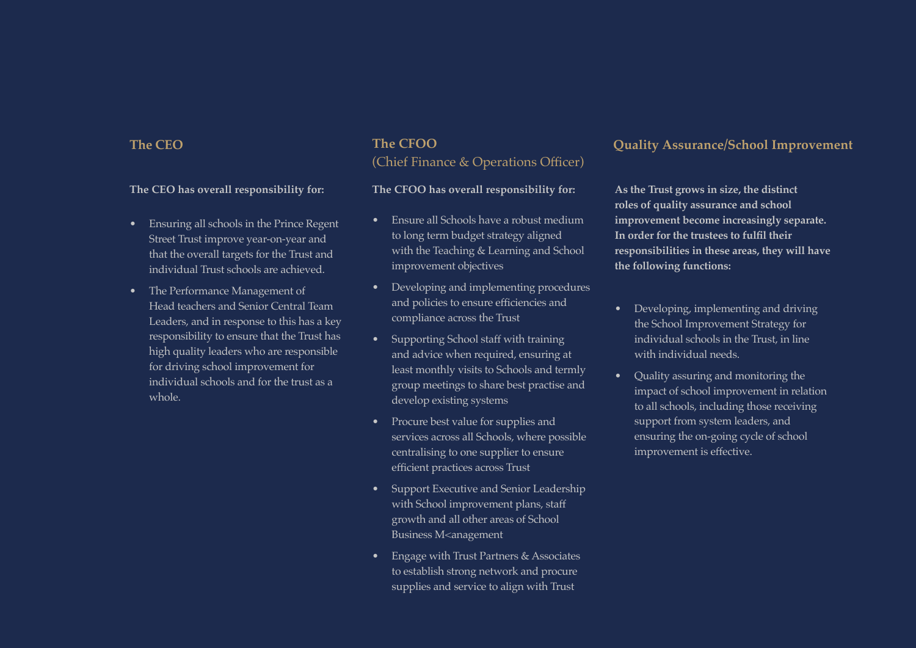## The CEO

**The CEO has overall responsibility for:**

- Ensuring all schools in the Prince Regent Street Trust improve year-on-year and that the overall targets for the Trust and individual Trust schools are achieved.
- The Performance Management of Head teachers and Senior Central Team Leaders, and in response to this has a key responsibility to ensure that the Trust has high quality leaders who are responsible for driving school improvement for individual schools and for the trust as a whole.

## The CFOO
(Chief Finance & Operations Officer)

**The CFOO has overall responsibility for:**

- Ensure all Schools have a robust medium to long term budget strategy aligned with the Teaching & Learning and School improvement objectives
- Developing and implementing procedures and policies to ensure efficiencies and compliance across the Trust
- Supporting School staff with training and advice when required, ensuring at least monthly visits to Schools and termly group meetings to share best practise and develop existing systems
- Procure best value for supplies and services across all Schools, where possible centralising to one supplier to ensure efficient practices across Trust
- Support Executive and Senior Leadership with School improvement plans, staff growth and all other areas of School Business M<anagement
- Engage with Trust Partners & Associates to establish strong network and procure supplies and service to align with Trust

## Quality Assurance/School Improvement

**As the Trust grows in size, the distinct roles of quality assurance and school improvement become increasingly separate. In order for the trustees to fulfil their responsibilities in these areas, they will have the following functions:**

- Developing, implementing and driving the School Improvement Strategy for individual schools in the Trust, in line with individual needs.
- Quality assuring and monitoring the impact of school improvement in relation to all schools, including those receiving support from system leaders, and ensuring the on-going cycle of school improvement is effective.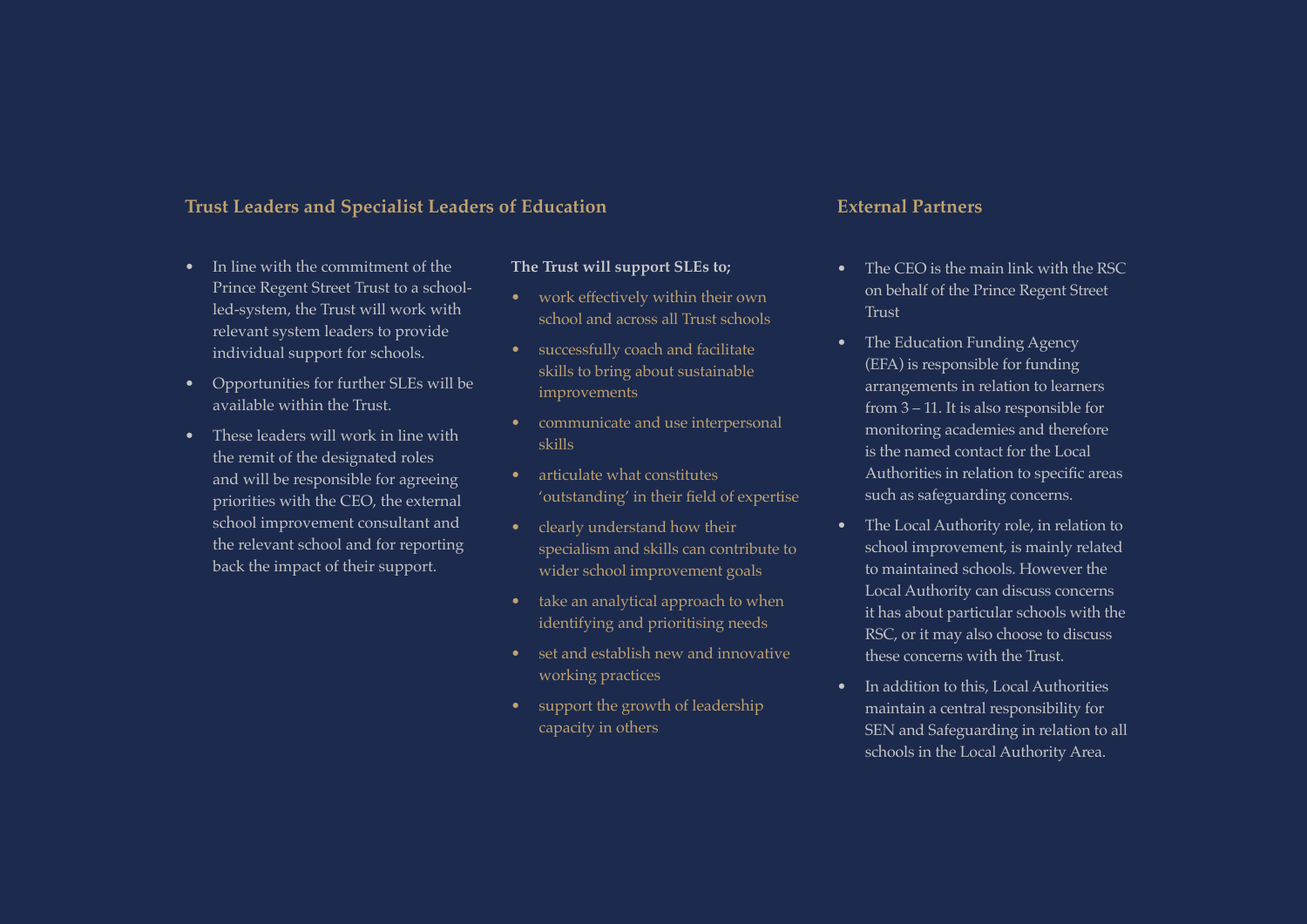## Trust Leaders and Specialist Leaders of Education

- In line with the commitment of the Prince Regent Street Trust to a school-led-system, the Trust will work with relevant system leaders to provide individual support for schools.
- Opportunities for further SLEs will be available within the Trust.
- These leaders will work in line with the remit of the designated roles and will be responsible for agreeing priorities with the CEO, the external school improvement consultant and the relevant school and for reporting back the impact of their support.

**The Trust will support SLEs to;**

- work effectively within their own school and across all Trust schools
- successfully coach and facilitate skills to bring about sustainable improvements
- communicate and use interpersonal skills
- articulate what constitutes 'outstanding' in their field of expertise
- clearly understand how their specialism and skills can contribute to wider school improvement goals
- take an analytical approach to when identifying and prioritising needs
- set and establish new and innovative working practices
- support the growth of leadership capacity in others

## External Partners

- The CEO is the main link with the RSC on behalf of the Prince Regent Street Trust
- The Education Funding Agency (EFA) is responsible for funding arrangements in relation to learners from 3 – 11. It is also responsible for monitoring academies and therefore is the named contact for the Local Authorities in relation to specific areas such as safeguarding concerns.
- The Local Authority role, in relation to school improvement, is mainly related to maintained schools. However the Local Authority can discuss concerns it has about particular schools with the RSC, or it may also choose to discuss these concerns with the Trust.
- In addition to this, Local Authorities maintain a central responsibility for SEN and Safeguarding in relation to all schools in the Local Authority Area.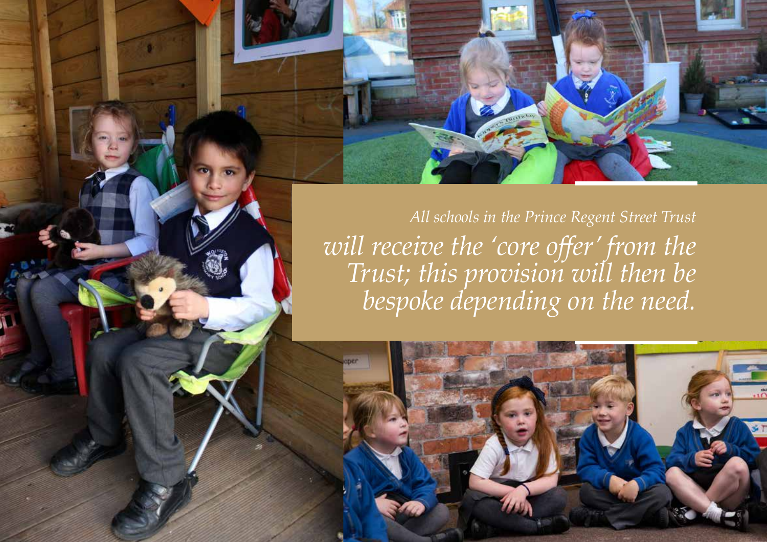*All schools in the Prince Regent Street Trust will receive the 'core offer' from the Trust; this provision will then be bespoke depending on the need.*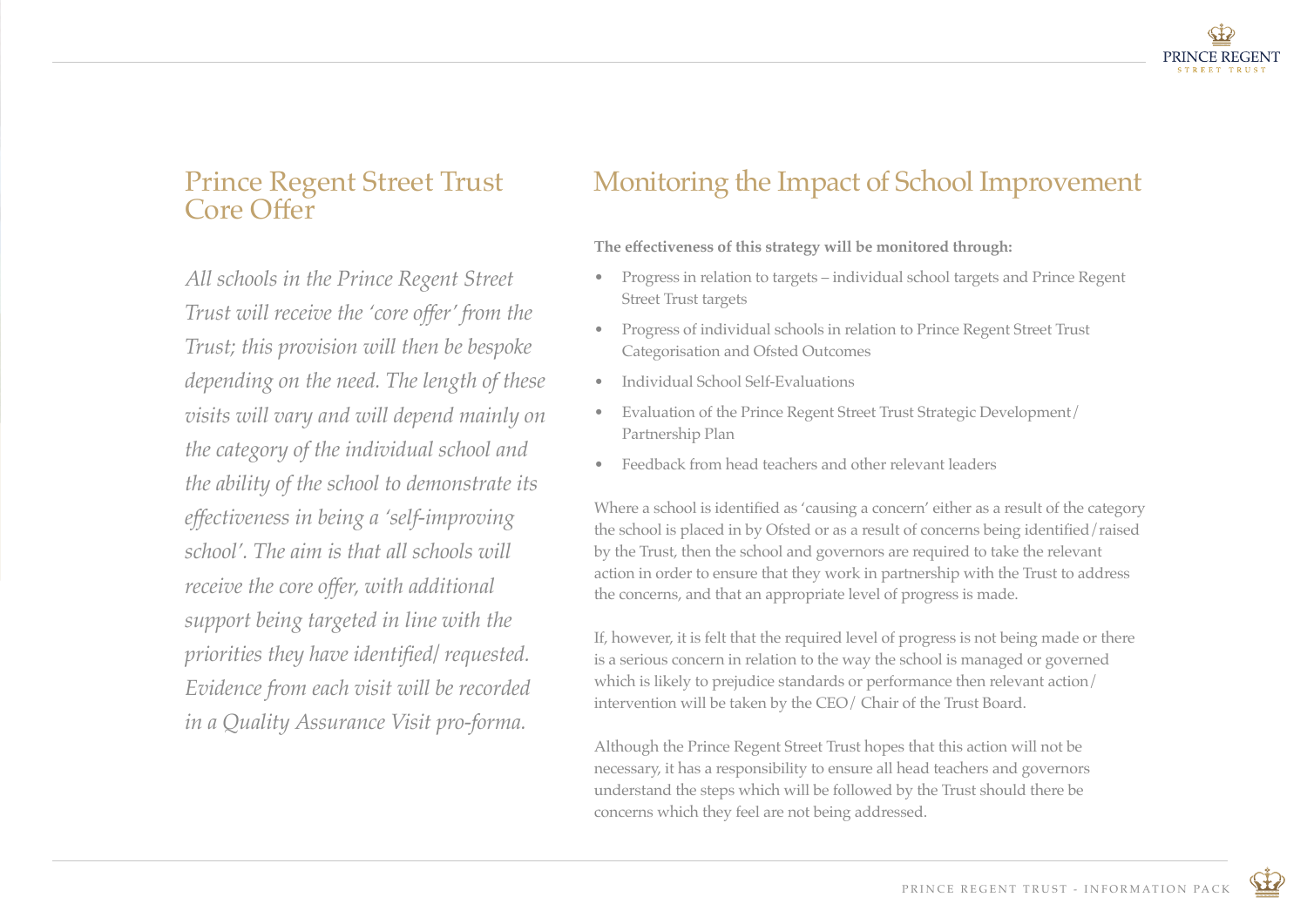## Prince Regent Street Trust Core Offer

*All schools in the Prince Regent Street Trust will receive the 'core offer' from the Trust; this provision will then be bespoke depending on the need. The length of these visits will vary and will depend mainly on the category of the individual school and the ability of the school to demonstrate its effectiveness in being a 'self-improving school'. The aim is that all schools will receive the core offer, with additional support being targeted in line with the priorities they have identified/ requested. Evidence from each visit will be recorded in a Quality Assurance Visit pro-forma.*

## Monitoring the Impact of School Improvement

**The effectiveness of this strategy will be monitored through:**

- Progress in relation to targets – individual school targets and Prince Regent Street Trust targets
- Progress of individual schools in relation to Prince Regent Street Trust Categorisation and Ofsted Outcomes
- Individual School Self-Evaluations
- Evaluation of the Prince Regent Street Trust Strategic Development/ Partnership Plan
- Feedback from head teachers and other relevant leaders

Where a school is identified as 'causing a concern' either as a result of the category the school is placed in by Ofsted or as a result of concerns being identified/raised by the Trust, then the school and governors are required to take the relevant action in order to ensure that they work in partnership with the Trust to address the concerns, and that an appropriate level of progress is made.

If, however, it is felt that the required level of progress is not being made or there is a serious concern in relation to the way the school is managed or governed which is likely to prejudice standards or performance then relevant action/ intervention will be taken by the CEO/ Chair of the Trust Board.

Although the Prince Regent Street Trust hopes that this action will not be necessary, it has a responsibility to ensure all head teachers and governors understand the steps which will be followed by the Trust should there be concerns which they feel are not being addressed.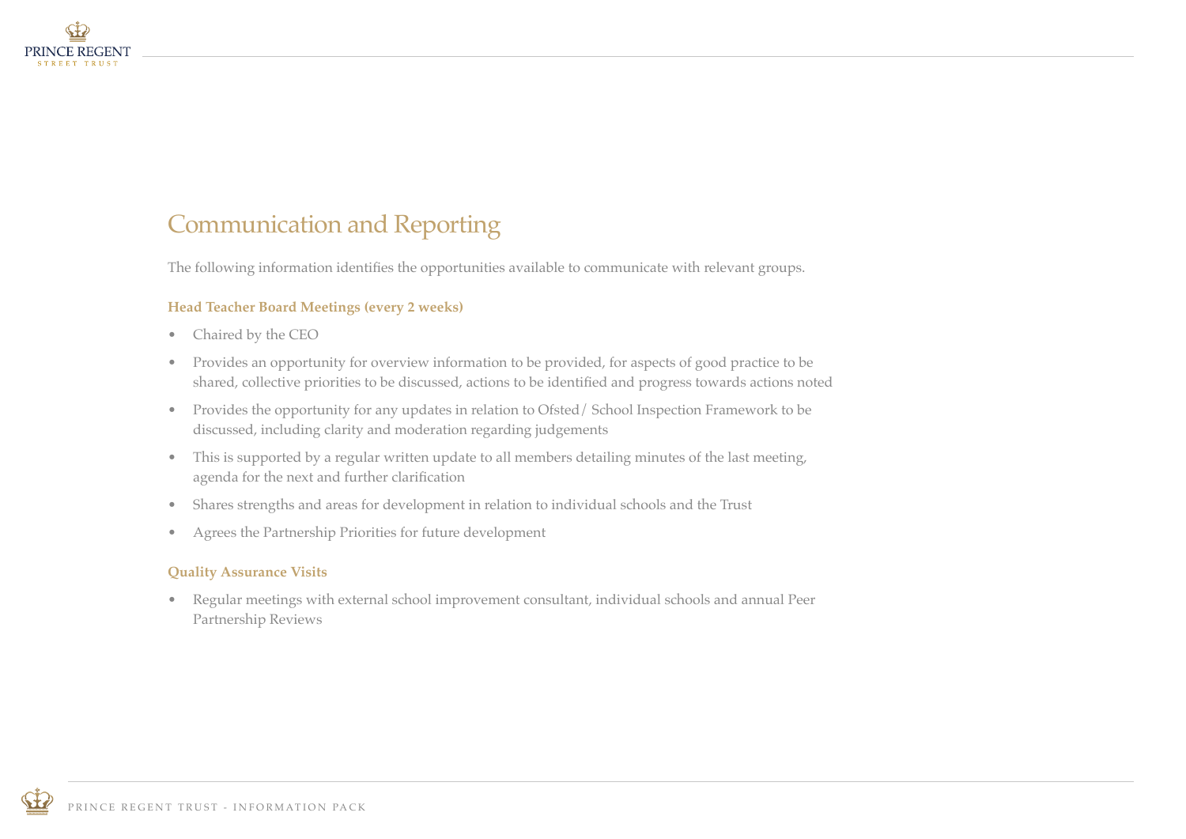# Communication and Reporting

The following information identifies the opportunities available to communicate with relevant groups.

### Head Teacher Board Meetings (every 2 weeks)

- Chaired by the CEO
- Provides an opportunity for overview information to be provided, for aspects of good practice to be shared, collective priorities to be discussed, actions to be identified and progress towards actions noted
- Provides the opportunity for any updates in relation to Ofsted/ School Inspection Framework to be discussed, including clarity and moderation regarding judgements
- This is supported by a regular written update to all members detailing minutes of the last meeting, agenda for the next and further clarification
- Shares strengths and areas for development in relation to individual schools and the Trust
- Agrees the Partnership Priorities for future development

### Quality Assurance Visits

- Regular meetings with external school improvement consultant, individual schools and annual Peer Partnership Reviews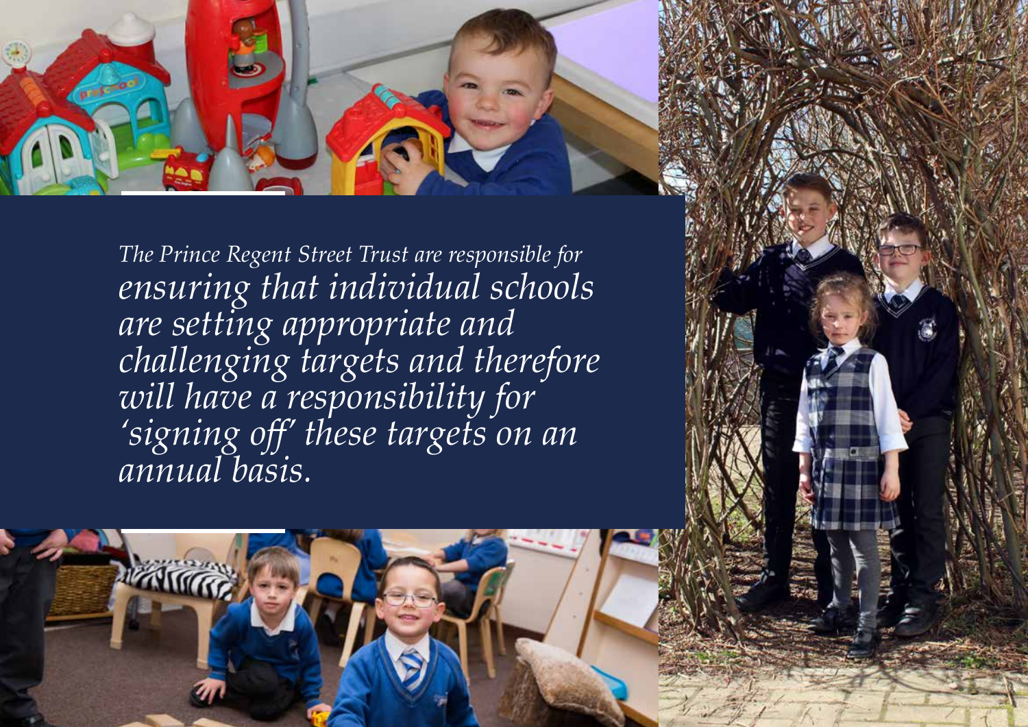*The Prince Regent Street Trust are responsible for ensuring that individual schools are setting appropriate and challenging targets and therefore will have a responsibility for 'signing off' these targets on an annual basis.*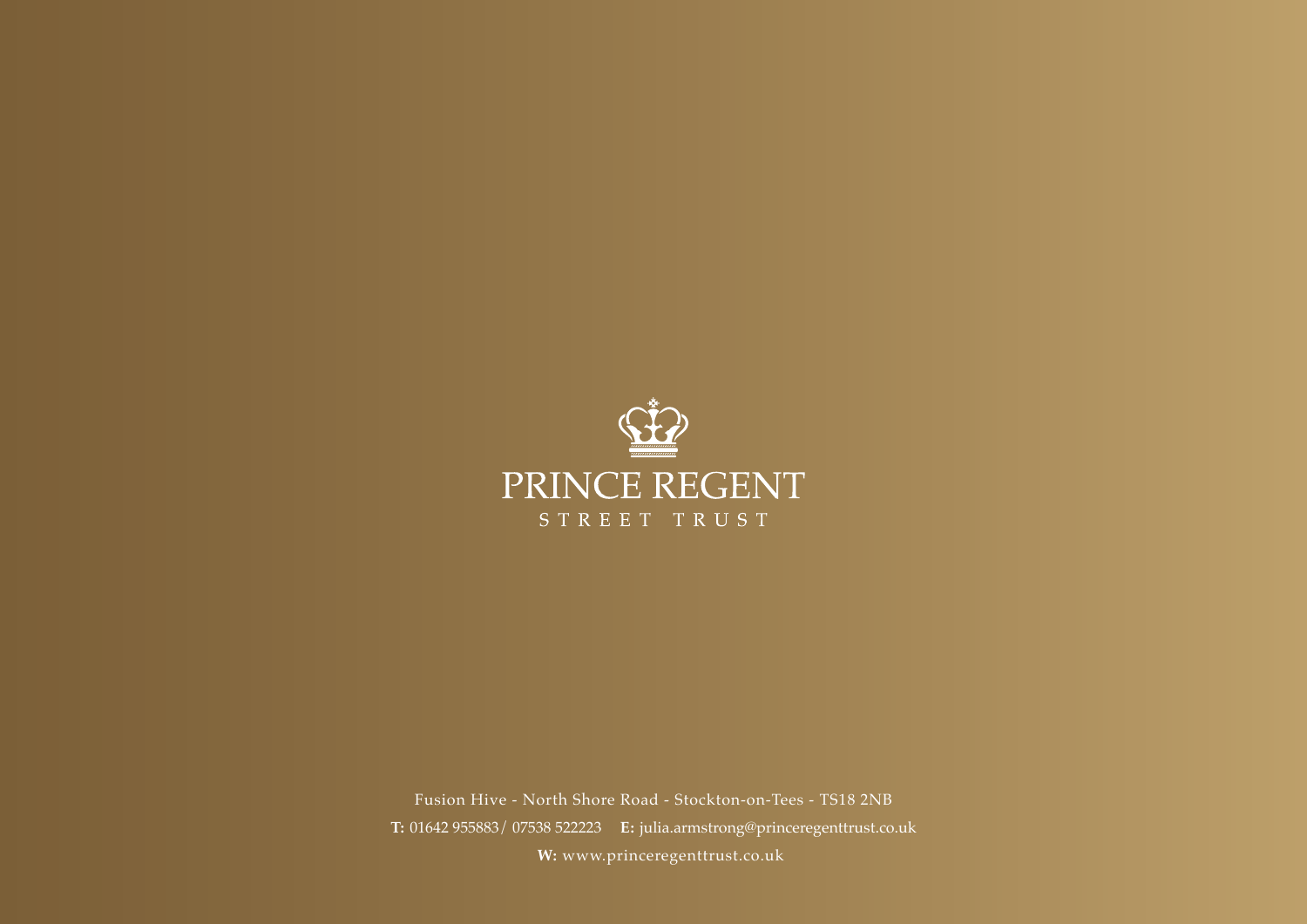PRINCE REGENT

STREET TRUST

Fusion Hive - North Shore Road - Stockton-on-Tees - TS18 2NB

**T:** 01642 955883/ 07538 522223 **E:** julia.armstrong@princeregenttrust.co.uk

**W:** www.princeregenttrust.co.uk